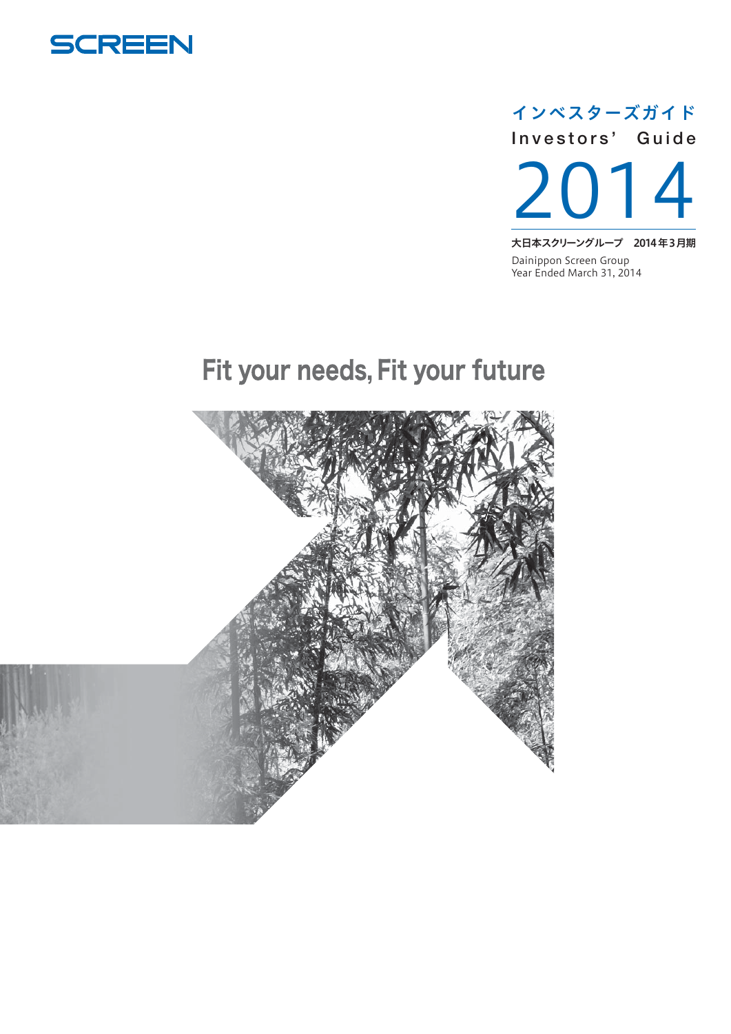SCREEN

# インベスターズガイド

# Investors' Guide

# 2014

大日本スクリーングループ　2014年3月期

Dainippon Screen Group
Year Ended March 31, 2014

## Fit your needs, Fit your future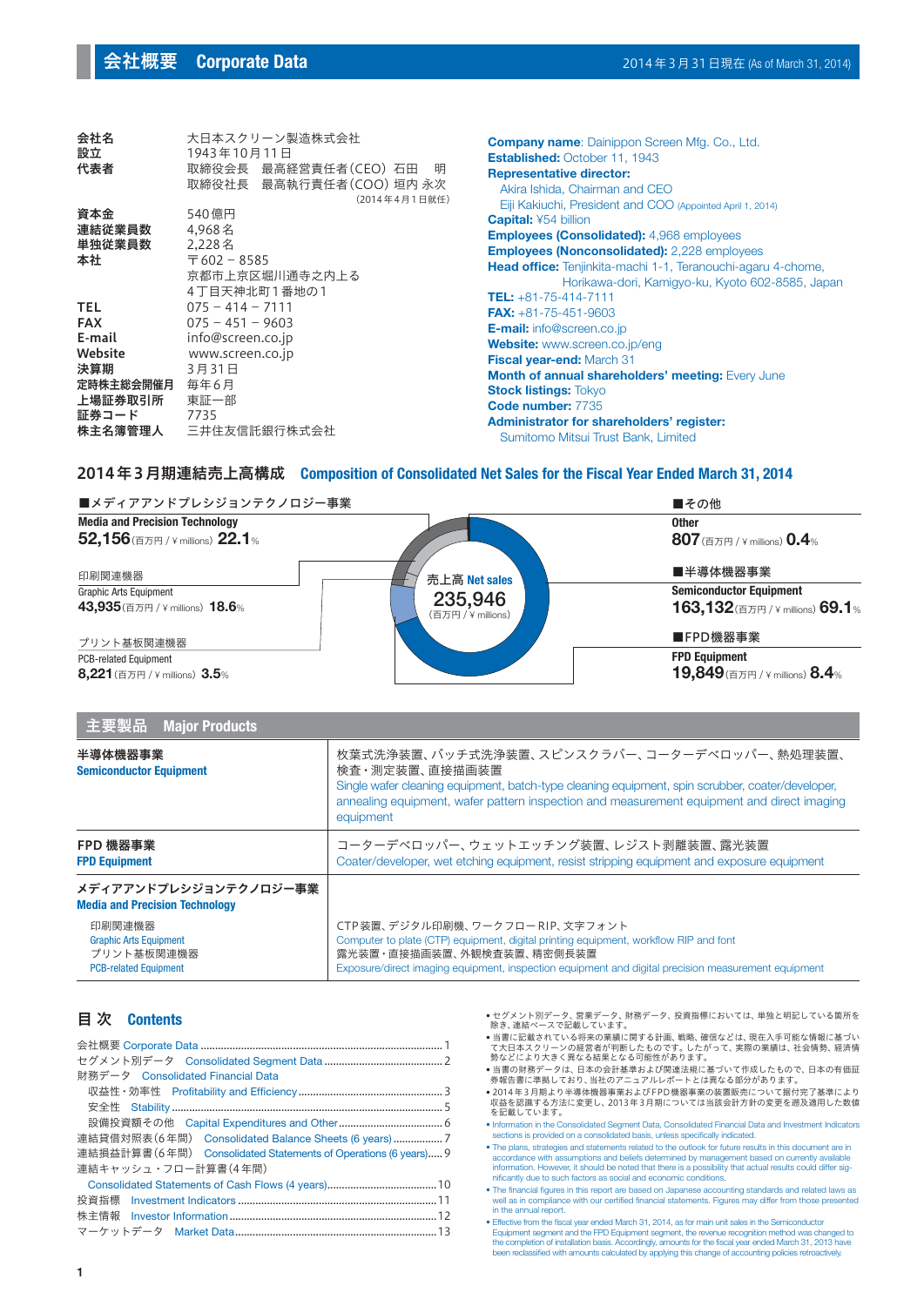# 会社概要 Corporate Data

2014年3月31日現在 (As of March 31, 2014)

| | |
|---|---|
| **会社名** | 大日本スクリーン製造株式会社 |
| **設立** | 1943年10月11日 |
| **代表者** | 取締役会長　最高経営責任者（CEO）石田　明<br>取締役社長　最高執行責任者（COO）垣内 永次<br>（2014年4月1日就任） |
| **資本金** | 540億円 |
| **連結従業員数** | 4,968名 |
| **単独従業員数** | 2,228名 |
| **本社** | 〒602－8585<br>京都市上京区堀川通寺之内上る<br>4丁目天神北町1番地の1 |
| **TEL** | 075－414－7111 |
| **FAX** | 075－451－9603 |
| **E-mail** | info@screen.co.jp |
| **Website** | www.screen.co.jp |
| **決算期** | 3月31日 |
| **定時株主総会開催月** | 毎年6月 |
| **上場証券取引所** | 東証一部 |
| **証券コード** | 7735 |
| **株主名簿管理人** | 三井住友信託銀行株式会社 |

**Company name**: Dainippon Screen Mfg. Co., Ltd.
**Established:** October 11, 1943
**Representative director:**
Akira Ishida, Chairman and CEO
Eiji Kakiuchi, President and COO (Appointed April 1, 2014)
**Capital:** ¥54 billion
**Employees (Consolidated):** 4,968 employees
**Employees (Nonconsolidated):** 2,228 employees
**Head office:** Tenjinkita-machi 1-1, Teranouchi-agaru 4-chome, Horikawa-dori, Kamigyo-ku, Kyoto 602-8585, Japan
**TEL:** +81-75-414-7111
**FAX:** +81-75-451-9603
**E-mail:** info@screen.co.jp
**Website:** www.screen.co.jp/eng
**Fiscal year-end:** March 31
**Month of annual shareholders' meeting:** Every June
**Stock listings:** Tokyo
**Code number:** 7735
**Administrator for shareholders' register:**
Sumitomo Mitsui Trust Bank, Limited

## 2014年3月期連結売上高構成 Composition of Consolidated Net Sales for the Fiscal Year Ended March 31, 2014

売上高 Net sales
235,946
（百万円 / ¥ millions）

■メディアアンドプレシジョンテクノロジー事業
Media and Precision Technology
52,156（百万円 / ¥ millions）22.1%

印刷関連機器
Graphic Arts Equipment
43,935（百万円 / ¥ millions）18.6%

プリント基板関連機器
PCB-related Equipment
8,221（百万円 / ¥ millions）3.5%

■その他
Other
807（百万円 / ¥ millions）0.4%

■半導体機器事業
Semiconductor Equipment
163,132（百万円 / ¥ millions）69.1%

■FPD機器事業
FPD Equipment
19,849（百万円 / ¥ millions）8.4%

## 主要製品 Major Products

| | |
|---|---|
| **半導体機器事業**<br>**Semiconductor Equipment** | 枚葉式洗浄装置、バッチ式洗浄装置、スピンスクラバー、コーターデベロッパー、熱処理装置、検査・測定装置、直接描画装置<br>Single wafer cleaning equipment, batch-type cleaning equipment, spin scrubber, coater/developer, annealing equipment, wafer pattern inspection and measurement equipment and direct imaging equipment |
| **FPD 機器事業**<br>**FPD Equipment** | コーターデベロッパー、ウェットエッチング装置、レジスト剥離装置、露光装置<br>Coater/developer, wet etching equipment, resist stripping equipment and exposure equipment |
| **メディアアンドプレシジョンテクノロジー事業**<br>**Media and Precision Technology** | |
| 印刷関連機器<br>Graphic Arts Equipment | CTP装置、デジタル印刷機、ワークフローRIP、文字フォント<br>Computer to plate (CTP) equipment, digital printing equipment, workflow RIP and font |
| プリント基板関連機器<br>PCB-related Equipment | 露光装置・直接描画装置、外観検査装置、精密側長装置<br>Exposure/direct imaging equipment, inspection equipment and digital precision measurement equipment |

## 目 次 Contents

- 会社概要 Corporate Data ..... 1
- セグメント別データ Consolidated Segment Data ..... 2
- 財務データ Consolidated Financial Data
  - 収益性・効率性 Profitability and Efficiency ..... 3
  - 安全性 Stability ..... 5
  - 設備投資額その他 Capital Expenditures and Other ..... 6
- 連結貸借対照表（6年間） Consolidated Balance Sheets (6 years) ..... 7
- 連結損益計算書（6年間） Consolidated Statements of Operations (6 years) ..... 9
- 連結キャッシュ・フロー計算書（4年間） Consolidated Statements of Cash Flows (4 years) ..... 10
- 投資指標 Investment Indicators ..... 11
- 株主情報 Investor Information ..... 12
- マーケットデータ Market Data ..... 13

- セグメント別データ、営業データ、財務データ、投資指標においては、単独と明記している箇所を除き、連結ベースで記載しています。
- 当書に記載されている将来の業績に関する計画、戦略、確信などは、現在入手可能な情報に基づいて大日本スクリーンの経営者が判断したものです。したがって、実際の業績は、社会情勢、経済情勢などにより大きく異なる結果となる可能性があります。
- 当書の財務データは、日本の会計基準および関連法規に基づいて作成したもので、日本の有価証券報告書に準拠しており、当社のアニュアルレポートとは異なる部分があります。
- 2014年3月期より半導体機器事業およびFPD機器事業の装置販売について据付完了基準により収益を認識する方法に変更し、2013年3月期については当該会計方針の変更を遡及適用した数値を記載しています。
- Information in the Consolidated Segment Data, Consolidated Financial Data and Investment Indicators sections is provided on a consolidated basis, unless specifically indicated.
- The plans, strategies and statements related to the outlook for future results in this document are in accordance with assumptions and beliefs determined by management based on currently available information. However, it should be noted that there is a possibility that actual results could differ significantly due to such factors as social and economic conditions.
- The financial figures in this report are based on Japanese accounting standards and related laws as well as in compliance with our certified financial statements. Figures may differ from those presented in the annual report.
- Effective from the fiscal year ended March 31, 2014, as for main unit sales in the Semiconductor Equipment segment and the FPD Equipment segment, the revenue recognition method was changed to the completion of installation basis. Accordingly, amounts for the fiscal year ended March 31, 2013 have been reclassified with amounts calculated by applying this change of accounting policies retroactively.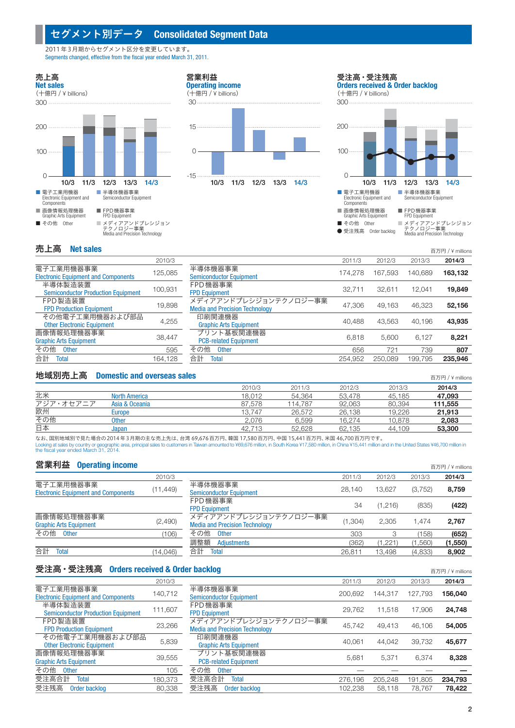# セグメント別データ　Consolidated Segment Data

2011年3月期からセグメント区分を変更しています。
Segments changed, effective from the fiscal year ended March 31, 2011.

売上高
Net sales
（十億円 / ¥ billions）
300
200
100
0
10/3　11/3　12/3　13/3　14/3

営業利益
Operating income
（十億円 / ¥ billions）
30
15
0
-15
10/3　11/3　12/3　13/3　14/3

受注高・受注残高
Orders received & Order backlog
（十億円 / ¥ billions）
300
200
100
0
10/3　11/3　12/3　13/3　14/3

■ 電子工業用機器 Electronic Equipment and Components
■ 半導体機器事業 Semiconductor Equipment
■ 画像情報処理機器 Graphic Arts Equipment
■ FPD機器事業 FPD Equipment
■ その他 Other
■ メディアアンドプレシジョンテクノロジー事業 Media and Precision Technology
● 受注残高 Order backlog

## 売上高 Net sales

百万円 / ¥ millions

| | 2010/3 |
|---|---|
| 電子工業用機器事業 Electronic Equipment and Components | 125,085 |
| 半導体製造装置 Semiconductor Production Equipment | 100,931 |
| FPD製造装置 FPD Production Equipment | 19,898 |
| その他電子工業用機器および部品 Other Electronic Equipment | 4,255 |
| 画像情報処理機器事業 Graphic Arts Equipment | 38,447 |
| その他 Other | 595 |
| 合計 Total | 164,128 |

| | 2011/3 | 2012/3 | 2013/3 | 2014/3 |
|---|---|---|---|---|
| 半導体機器事業 Semiconductor Equipment | 174,278 | 167,593 | 140,689 | **163,132** |
| FPD機器事業 FPD Equipment | 32,711 | 32,611 | 12,041 | **19,849** |
| メディアアンドプレシジョンテクノロジー事業 Media and Precision Technology | 47,306 | 49,163 | 46,323 | **52,156** |
| 印刷関連機器 Graphic Arts Equipment | 40,488 | 43,563 | 40,196 | **43,935** |
| プリント基板関連機器 PCB-related Equipment | 6,818 | 5,600 | 6,127 | **8,221** |
| その他 Other | 656 | 721 | 739 | **807** |
| 合計 Total | 254,952 | 250,089 | 199,795 | **235,946** |

## 地域別売上高 Domestic and overseas sales

百万円 / ¥ millions

| | | 2010/3 | 2011/3 | 2012/3 | 2013/3 | 2014/3 |
|---|---|---|---|---|---|---|
| 北米 | North America | 18,012 | 54,364 | 53,478 | 45,185 | **47,093** |
| アジア・オセアニア | Asia & Oceania | 87,578 | 114,787 | 92,063 | 80,394 | **111,555** |
| 欧州 | Europe | 13,747 | 26,572 | 26,138 | 19,226 | **21,913** |
| その他 | Other | 2,076 | 6,599 | 16,274 | 10,878 | **2,083** |
| 日本 | Japan | 42,713 | 52,628 | 62,135 | 44,109 | **53,300** |

なお、国別地域別で見た場合の2014年3月期の主な売上先は、台湾69,676百万円、韓国17,580百万円、中国15,441百万円、米国46,700百万円です。
Looking at sales by country or geographic area, principal sales to customers in Taiwan amounted to ¥69,676 million, in South Korea ¥17,580 million, in China ¥15,441 million and in the United States ¥46,700 million in the fiscal year ended March 31, 2014.

## 営業利益 Operating income

百万円 / ¥ millions

| | 2010/3 |
|---|---|
| 電子工業用機器事業 Electronic Equipment and Components | (11,449) |
| 画像情報処理機器事業 Graphic Arts Equipment | (2,490) |
| その他 Other | (106) |
| 合計 Total | (14,046) |

| | 2011/3 | 2012/3 | 2013/3 | 2014/3 |
|---|---|---|---|---|
| 半導体機器事業 Semiconductor Equipment | 28,140 | 13,627 | (3,752) | **8,759** |
| FPD機器事業 FPD Equipment | 34 | (1,216) | (835) | **(422)** |
| メディアアンドプレシジョンテクノロジー事業 Media and Precision Technology | (1,304) | 2,305 | 1,474 | **2,767** |
| その他 Other | 303 | 3 | (158) | **(652)** |
| 調整額 Adjustments | (362) | (1,221) | (1,560) | **(1,550)** |
| 合計 Total | 26,811 | 13,498 | (4,833) | **8,902** |

## 受注高・受注残高 Orders received & Order backlog

百万円 / ¥ millions

| | 2010/3 |
|---|---|
| 電子工業用機器事業 Electronic Equipment and Components | 140,712 |
| 半導体製造装置 Semiconductor Production Equipment | 111,607 |
| FPD製造装置 FPD Production Equipment | 23,266 |
| その他電子工業用機器および部品 Other Electronic Equipment | 5,839 |
| 画像情報処理機器事業 Graphic Arts Equipment | 39,555 |
| その他 Other | 105 |
| 受注高合計 Total | 180,373 |
| 受注残高 Order backlog | 80,338 |

| | 2011/3 | 2012/3 | 2013/3 | 2014/3 |
|---|---|---|---|---|
| 半導体機器事業 Semiconductor Equipment | 200,692 | 144,317 | 127,793 | **156,040** |
| FPD機器事業 FPD Equipment | 29,762 | 11,518 | 17,906 | **24,748** |
| メディアアンドプレシジョンテクノロジー事業 Media and Precision Technology | 45,742 | 49,413 | 46,106 | **54,005** |
| 印刷関連機器 Graphic Arts Equipment | 40,061 | 44,042 | 39,732 | **45,677** |
| プリント基板関連機器 PCB-related Equipment | 5,681 | 5,371 | 6,374 | **8,328** |
| その他 Other | — | — | — | **—** |
| 受注高合計 Total | 276,196 | 205,248 | 191,805 | **234,793** |
| 受注残高 Order backlog | 102,238 | 58,118 | 78,767 | **78,422** |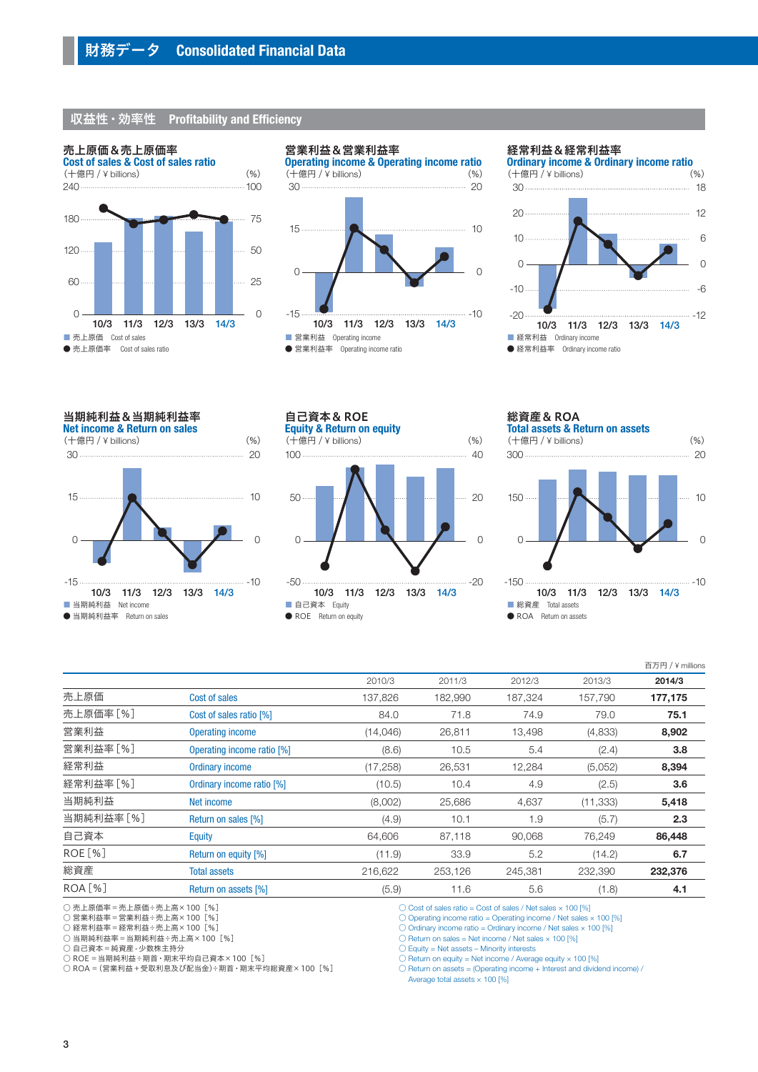# 財務データ　Consolidated Financial Data

## 収益性・効率性　Profitability and Efficiency

### 売上原価＆売上原価率
### Cost of sales & Cost of sales ratio

(十億円 / ¥ billions)　(%)

240　100
180　75
120　50
60　25
0　0

10/3　11/3　12/3　13/3　14/3

■ 売上原価　Cost of sales
● 売上原価率　Cost of sales ratio

### 営業利益＆営業利益率
### Operating income & Operating income ratio

(十億円 / ¥ billions)　(%)

30　20
15　10
0　0
-15　-10

10/3　11/3　12/3　13/3　14/3

■ 営業利益　Operating income
● 営業利益率　Operating income ratio

### 経常利益＆経常利益率
### Ordinary income & Ordinary income ratio

(十億円 / ¥ billions)　(%)

30　18
20　12
10　6
0　0
-10　-6
-20　-12

10/3　11/3　12/3　13/3　14/3

■ 経常利益　Ordinary income
● 経常利益率　Ordinary income ratio

### 当期純利益＆当期純利益率
### Net income & Return on sales

(十億円 / ¥ billions)　(%)

30　20
15　10
0　0
-15　-10

10/3　11/3　12/3　13/3　14/3

■ 当期純利益　Net income
● 当期純利益率　Return on sales

### 自己資本＆ROE
### Equity & Return on equity

(十億円 / ¥ billions)　(%)

100　40
50　20
0　0
-50　-20

10/3　11/3　12/3　13/3　14/3

■ 自己資本　Equity
● ROE　Return on equity

### 総資産＆ROA
### Total assets & Return on assets

(十億円 / ¥ billions)　(%)

300　20
150　10
0　0
-150　-10

10/3　11/3　12/3　13/3　14/3

■ 総資産　Total assets
● ROA　Return on assets

百万円 / ¥ millions

| | | 2010/3 | 2011/3 | 2012/3 | 2013/3 | **2014/3** |
|---|---|---|---|---|---|---|
| 売上原価 | Cost of sales | 137,826 | 182,990 | 187,324 | 157,790 | **177,175** |
| 売上原価率 [%] | Cost of sales ratio [%] | 84.0 | 71.8 | 74.9 | 79.0 | **75.1** |
| 営業利益 | Operating income | (14,046) | 26,811 | 13,498 | (4,833) | **8,902** |
| 営業利益率 [%] | Operating income ratio [%] | (8.6) | 10.5 | 5.4 | (2.4) | **3.8** |
| 経常利益 | Ordinary income | (17,258) | 26,531 | 12,284 | (5,052) | **8,394** |
| 経常利益率 [%] | Ordinary income ratio [%] | (10.5) | 10.4 | 4.9 | (2.5) | **3.6** |
| 当期純利益 | Net income | (8,002) | 25,686 | 4,637 | (11,333) | **5,418** |
| 当期純利益率 [%] | Return on sales [%] | (4.9) | 10.1 | 1.9 | (5.7) | **2.3** |
| 自己資本 | Equity | 64,606 | 87,118 | 90,068 | 76,249 | **86,448** |
| ROE [%] | Return on equity [%] | (11.9) | 33.9 | 5.2 | (14.2) | **6.7** |
| 総資産 | Total assets | 216,622 | 253,126 | 245,381 | 232,390 | **232,376** |
| ROA [%] | Return on assets [%] | (5.9) | 11.6 | 5.6 | (1.8) | **4.1** |

○ 売上原価率＝売上原価÷売上高×100［%］
○ 営業利益率＝営業利益÷売上高×100［%］
○ 経常利益率＝経常利益÷売上高×100［%］
○ 当期純利益率＝当期純利益÷売上高×100［%］
○ 自己資本＝純資産-少数株主持分
○ ROE＝当期純利益÷期首・期末平均自己資本×100［%］
○ ROA＝(営業利益＋受取利息及び配当金)÷期首・期末平均総資産×100［%］

○ Cost of sales ratio = Cost of sales / Net sales × 100 [%]
○ Operating income ratio = Operating income / Net sales × 100 [%]
○ Ordinary income ratio = Ordinary income / Net sales × 100 [%]
○ Return on sales = Net income / Net sales × 100 [%]
○ Equity = Net assets – Minority interests
○ Return on equity = Net income / Average equity × 100 [%]
○ Return on assets = (Operating income + Interest and dividend income) / Average total assets × 100 [%]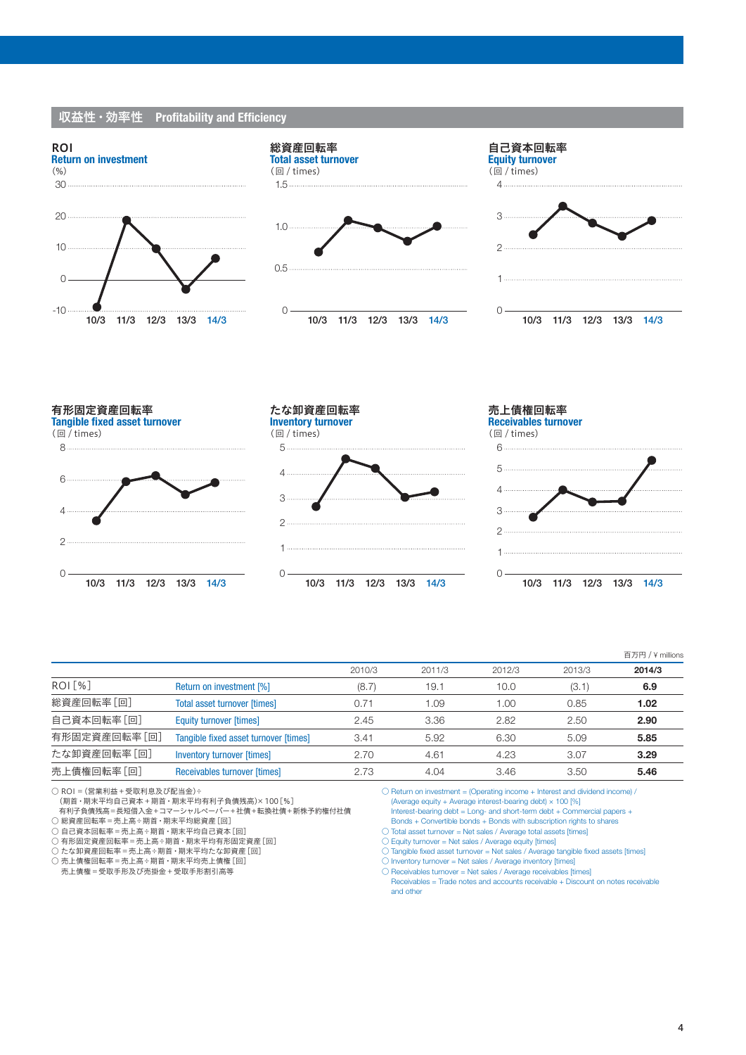## 収益性・効率性　Profitability and Efficiency

### ROI
Return on investment
(%)

30
20
10
0
-10

10/3　11/3　12/3　13/3　14/3

### 総資産回転率
Total asset turnover
(回 / times)

1.5
1.0
0.5
0

10/3　11/3　12/3　13/3　14/3

### 自己資本回転率
Equity turnover
(回 / times)

4
3
2
1
0

10/3　11/3　12/3　13/3　14/3

### 有形固定資産回転率
Tangible fixed asset turnover
(回 / times)

8
6
4
2
0

10/3　11/3　12/3　13/3　14/3

### たな卸資産回転率
Inventory turnover
(回 / times)

5
4
3
2
1
0

10/3　11/3　12/3　13/3　14/3

### 売上債権回転率
Receivables turnover
(回 / times)

6
5
4
3
2
1
0

10/3　11/3　12/3　13/3　14/3

百万円 / ¥ millions

| | | 2010/3 | 2011/3 | 2012/3 | 2013/3 | **2014/3** |
|---|---|---|---|---|---|---|
| ROI [%] | Return on investment [%] | (8.7) | 19.1 | 10.0 | (3.1) | **6.9** |
| 総資産回転率 [回] | Total asset turnover [times] | 0.71 | 1.09 | 1.00 | 0.85 | **1.02** |
| 自己資本回転率 [回] | Equity turnover [times] | 2.45 | 3.36 | 2.82 | 2.50 | **2.90** |
| 有形固定資産回転率 [回] | Tangible fixed asset turnover [times] | 3.41 | 5.92 | 6.30 | 5.09 | **5.85** |
| たな卸資産回転率 [回] | Inventory turnover [times] | 2.70 | 4.61 | 4.23 | 3.07 | **3.29** |
| 売上債権回転率 [回] | Receivables turnover [times] | 2.73 | 4.04 | 3.46 | 3.50 | **5.46** |

○ ROI =（営業利益 + 受取利息及び配当金）÷
（期首・期末平均自己資本 + 期首・期末平均有利子負債残高）× 100［%］
有利子負債残高 = 長短借入金 + コマーシャルペーパー + 社債 + 転換社債 + 新株予約権付社債
○ 総資産回転率 = 売上高 ÷ 期首・期末平均総資産［回］
○ 自己資本回転率 = 売上高 ÷ 期首・期末平均自己資本［回］
○ 有形固定資産回転率 = 売上高 ÷ 期首・期末平均有形固定資産［回］
○ たな卸資産回転率 = 売上高 ÷ 期首・期末平均たな卸資産［回］
○ 売上債権回転率 = 売上高 ÷ 期首・期末平均売上債権［回］
売上債権 = 受取手形及び売掛金 + 受取手形割引高等

○ Return on investment = (Operating income + Interest and dividend income) / (Average equity + Average interest-bearing debt) × 100 [%]
Interest-bearing debt = Long- and short-term debt + Commercial papers + Bonds + Convertible bonds + Bonds with subscription rights to shares
○ Total asset turnover = Net sales / Average total assets [times]
○ Equity turnover = Net sales / Average equity [times]
○ Tangible fixed asset turnover = Net sales / Average tangible fixed assets [times]
○ Inventory turnover = Net sales / Average inventory [times]
○ Receivables turnover = Net sales / Average receivables [times]
Receivables = Trade notes and accounts receivable + Discount on notes receivable and other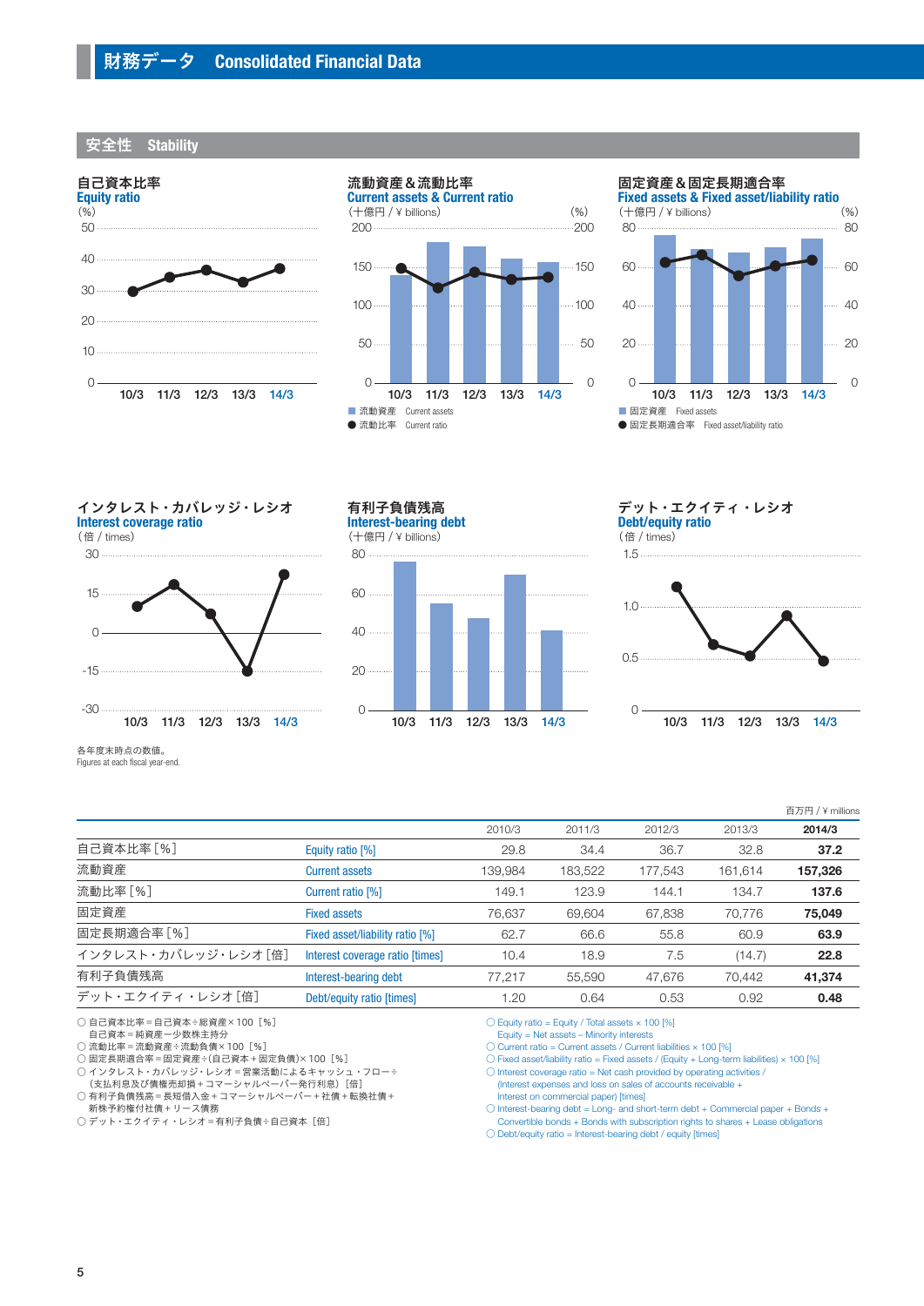# 財務データ　Consolidated Financial Data

## 安全性　Stability

### 自己資本比率
### Equity ratio

(%)
50
40
30
20
10
0
10/3　11/3　12/3　13/3　14/3

### 流動資産＆流動比率
### Current assets & Current ratio

(十億円 / ¥ billions)　(%)
200　200
150　150
100　100
50　50
0　0
10/3　11/3　12/3　13/3　14/3

■ 流動資産　Current assets
● 流動比率　Current ratio

### 固定資産＆固定長期適合率
### Fixed assets & Fixed asset/liability ratio

(十億円 / ¥ billions)　(%)
80　80
60　60
40　40
20　20
0　0
10/3　11/3　12/3　13/3　14/3

■ 固定資産　Fixed assets
● 固定長期適合率　Fixed asset/liability ratio

### インタレスト・カバレッジ・レシオ
### Interest coverage ratio

(倍 / times)
30
15
0
-15
-30
10/3　11/3　12/3　13/3　14/3

### 有利子負債残高
### Interest-bearing debt

(十億円 / ¥ billions)
80
60
40
20
0
10/3　11/3　12/3　13/3　14/3

### デット・エクイティ・レシオ
### Debt/equity ratio

(倍 / times)
1.5
1.0
0.5
0
10/3　11/3　12/3　13/3　14/3

各年度末時点の数値。
Figures at each fiscal year-end.

百万円 / ¥ millions

| | | 2010/3 | 2011/3 | 2012/3 | 2013/3 | **2014/3** |
|---|---|---|---|---|---|---|
| 自己資本比率［%］ | Equity ratio [%] | 29.8 | 34.4 | 36.7 | 32.8 | **37.2** |
| 流動資産 | Current assets | 139,984 | 183,522 | 177,543 | 161,614 | **157,326** |
| 流動比率［%］ | Current ratio [%] | 149.1 | 123.9 | 144.1 | 134.7 | **137.6** |
| 固定資産 | Fixed assets | 76,637 | 69,604 | 67,838 | 70,776 | **75,049** |
| 固定長期適合率［%］ | Fixed asset/liability ratio [%] | 62.7 | 66.6 | 55.8 | 60.9 | **63.9** |
| インタレスト・カバレッジ・レシオ［倍］ | Interest coverage ratio [times] | 10.4 | 18.9 | 7.5 | (14.7) | **22.8** |
| 有利子負債残高 | Interest-bearing debt | 77,217 | 55,590 | 47,676 | 70,442 | **41,374** |
| デット・エクイティ・レシオ［倍］ | Debt/equity ratio [times] | 1.20 | 0.64 | 0.53 | 0.92 | **0.48** |

○ 自己資本比率＝自己資本÷総資産×100［%］
　自己資本＝純資産ー少数株主持分
○ 流動比率＝流動資産÷流動負債×100［%］
○ 固定長期適合率＝固定資産÷(自己資本＋固定負債)×100［%］
○ インタレスト・カバレッジ・レシオ＝営業活動によるキャッシュ・フロー÷
　(支払利息及び債権売却損＋コマーシャルペーパー発行利息)［倍］
○ 有利子負債残高＝長短借入金＋コマーシャルペーパー＋社債＋転換社債＋
　新株予約権付社債＋リース債務
○ デット・エクイティ・レシオ＝有利子負債÷自己資本［倍］

○ Equity ratio = Equity / Total assets × 100 [%]
　Equity = Net assets – Minority interests
○ Current ratio = Current assets / Current liabilities × 100 [%]
○ Fixed asset/liability ratio = Fixed assets / (Equity + Long-term liabilities) × 100 [%]
○ Interest coverage ratio = Net cash provided by operating activities /
　(Interest expenses and loss on sales of accounts receivable +
　Interest on commercial paper) [times]
○ Interest-bearing debt = Long- and short-term debt + Commercial paper + Bonds +
　Convertible bonds + Bonds with subscription rights to shares + Lease obligations
○ Debt/equity ratio = Interest-bearing debt / equity [times]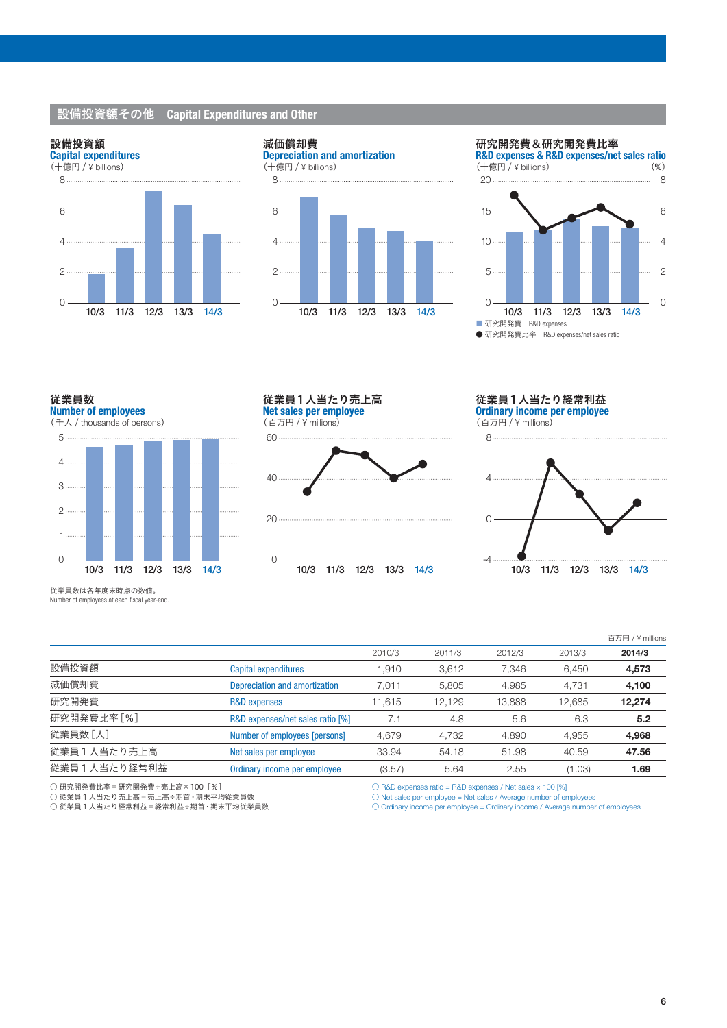## 設備投資額その他　Capital Expenditures and Other

### 設備投資額
**Capital expenditures**
（十億円 / ¥ billions）
8
6
4
2
0
10/3 11/3 12/3 13/3 14/3

### 減価償却費
**Depreciation and amortization**
（十億円 / ¥ billions）
8
6
4
2
0
10/3 11/3 12/3 13/3 14/3

### 研究開発費＆研究開発費比率
**R&D expenses & R&D expenses/net sales ratio**
（十億円 / ¥ billions）(%)
20 8
15 6
10 4
5 2
0 0
10/3 11/3 12/3 13/3 14/3
■ 研究開発費　R&D expenses
● 研究開発費比率　R&D expenses/net sales ratio

### 従業員数
**Number of employees**
（千人 / thousands of persons）
5
4
3
2
1
0
10/3 11/3 12/3 13/3 14/3

従業員数は各年度末時点の数値。
Number of employees at each fiscal year-end.

### 従業員１人当たり売上高
**Net sales per employee**
（百万円 / ¥ millions）
60
40
20
0
10/3 11/3 12/3 13/3 14/3

### 従業員１人当たり経常利益
**Ordinary income per employee**
（百万円 / ¥ millions）
8
4
0
-4
10/3 11/3 12/3 13/3 14/3

百万円 / ¥ millions

| | | 2010/3 | 2011/3 | 2012/3 | 2013/3 | **2014/3** |
|---|---|---|---|---|---|---|
| 設備投資額 | Capital expenditures | 1,910 | 3,612 | 7,346 | 6,450 | **4,573** |
| 減価償却費 | Depreciation and amortization | 7,011 | 5,805 | 4,985 | 4,731 | **4,100** |
| 研究開発費 | R&D expenses | 11,615 | 12,129 | 13,888 | 12,685 | **12,274** |
| 研究開発費比率［%］ | R&D expenses/net sales ratio [%] | 7.1 | 4.8 | 5.6 | 6.3 | **5.2** |
| 従業員数［人］ | Number of employees [persons] | 4,679 | 4,732 | 4,890 | 4,955 | **4,968** |
| 従業員１人当たり売上高 | Net sales per employee | 33.94 | 54.18 | 51.98 | 40.59 | **47.56** |
| 従業員１人当たり経常利益 | Ordinary income per employee | (3.57) | 5.64 | 2.55 | (1.03) | **1.69** |

○ 研究開発費比率＝研究開発費÷売上高×100［%］
○ 従業員１人当たり売上高＝売上高÷期首・期末平均従業員数
○ 従業員１人当たり経常利益＝経常利益÷期首・期末平均従業員数

○ R&D expenses ratio = R&D expenses / Net sales × 100 [%]
○ Net sales per employee = Net sales / Average number of employees
○ Ordinary income per employee = Ordinary income / Average number of employees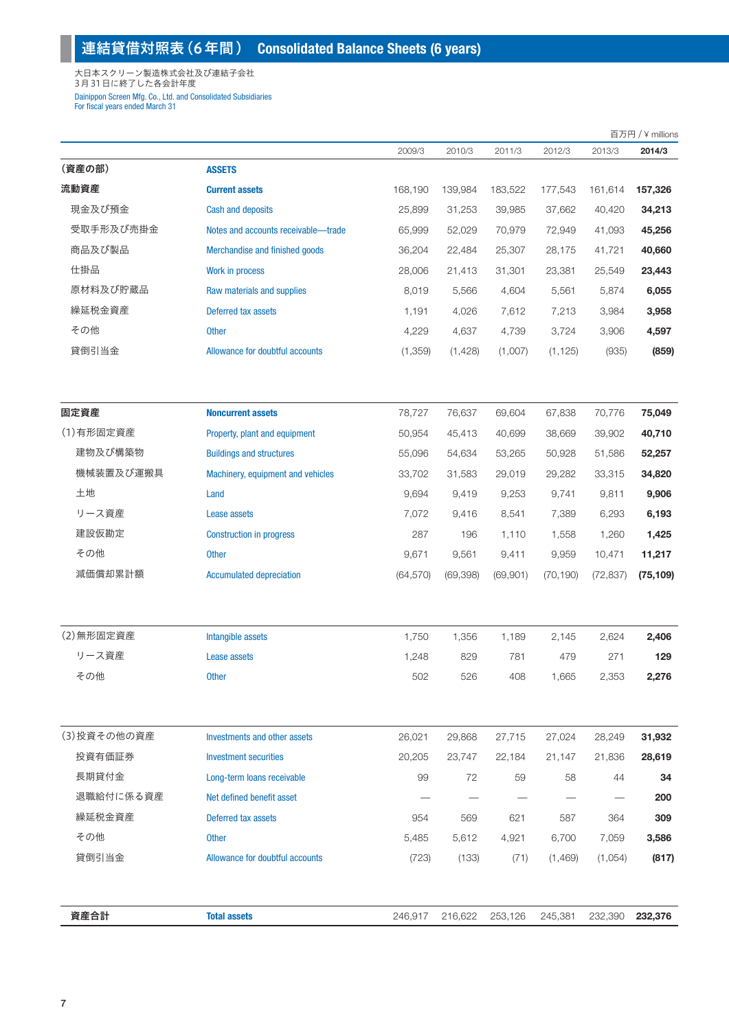# 連結貸借対照表（6年間）　Consolidated Balance Sheets (6 years)

大日本スクリーン製造株式会社及び連結子会社
3月31日に終了した各会計年度

Dainippon Screen Mfg. Co., Ltd. and Consolidated Subsidiaries
For fiscal years ended March 31

百万円 / ¥ millions

| | | 2009/3 | 2010/3 | 2011/3 | 2012/3 | 2013/3 | **2014/3** |
|---|---|---|---|---|---|---|---|
| （資産の部） | **ASSETS** | | | | | | |
| **流動資産** | **Current assets** | 168,190 | 139,984 | 183,522 | 177,543 | 161,614 | **157,326** |
| 現金及び預金 | Cash and deposits | 25,899 | 31,253 | 39,985 | 37,662 | 40,420 | **34,213** |
| 受取手形及び売掛金 | Notes and accounts receivable—trade | 65,999 | 52,029 | 70,979 | 72,949 | 41,093 | **45,256** |
| 商品及び製品 | Merchandise and finished goods | 36,204 | 22,484 | 25,307 | 28,175 | 41,721 | **40,660** |
| 仕掛品 | Work in process | 28,006 | 21,413 | 31,301 | 23,381 | 25,549 | **23,443** |
| 原材料及び貯蔵品 | Raw materials and supplies | 8,019 | 5,566 | 4,604 | 5,561 | 5,874 | **6,055** |
| 繰延税金資産 | Deferred tax assets | 1,191 | 4,026 | 7,612 | 7,213 | 3,984 | **3,958** |
| その他 | Other | 4,229 | 4,637 | 4,739 | 3,724 | 3,906 | **4,597** |
| 貸倒引当金 | Allowance for doubtful accounts | (1,359) | (1,428) | (1,007) | (1,125) | (935) | **(859)** |
| **固定資産** | **Noncurrent assets** | 78,727 | 76,637 | 69,604 | 67,838 | 70,776 | **75,049** |
| (1) 有形固定資産 | Property, plant and equipment | 50,954 | 45,413 | 40,699 | 38,669 | 39,902 | **40,710** |
| 建物及び構築物 | Buildings and structures | 55,096 | 54,634 | 53,265 | 50,928 | 51,586 | **52,257** |
| 機械装置及び運搬具 | Machinery, equipment and vehicles | 33,702 | 31,583 | 29,019 | 29,282 | 33,315 | **34,820** |
| 土地 | Land | 9,694 | 9,419 | 9,253 | 9,741 | 9,811 | **9,906** |
| リース資産 | Lease assets | 7,072 | 9,416 | 8,541 | 7,389 | 6,293 | **6,193** |
| 建設仮勘定 | Construction in progress | 287 | 196 | 1,110 | 1,558 | 1,260 | **1,425** |
| その他 | Other | 9,671 | 9,561 | 9,411 | 9,959 | 10,471 | **11,217** |
| 減価償却累計額 | Accumulated depreciation | (64,570) | (69,398) | (69,901) | (70,190) | (72,837) | **(75,109)** |
| (2) 無形固定資産 | Intangible assets | 1,750 | 1,356 | 1,189 | 2,145 | 2,624 | **2,406** |
| リース資産 | Lease assets | 1,248 | 829 | 781 | 479 | 271 | **129** |
| その他 | Other | 502 | 526 | 408 | 1,665 | 2,353 | **2,276** |
| (3) 投資その他の資産 | Investments and other assets | 26,021 | 29,868 | 27,715 | 27,024 | 28,249 | **31,932** |
| 投資有価証券 | Investment securities | 20,205 | 23,747 | 22,184 | 21,147 | 21,836 | **28,619** |
| 長期貸付金 | Long-term loans receivable | 99 | 72 | 59 | 58 | 44 | **34** |
| 退職給付に係る資産 | Net defined benefit asset | — | — | — | — | — | **200** |
| 繰延税金資産 | Deferred tax assets | 954 | 569 | 621 | 587 | 364 | **309** |
| その他 | Other | 5,485 | 5,612 | 4,921 | 6,700 | 7,059 | **3,586** |
| 貸倒引当金 | Allowance for doubtful accounts | (723) | (133) | (71) | (1,469) | (1,054) | **(817)** |
| **資産合計** | **Total assets** | 246,917 | 216,622 | 253,126 | 245,381 | 232,390 | **232,376** |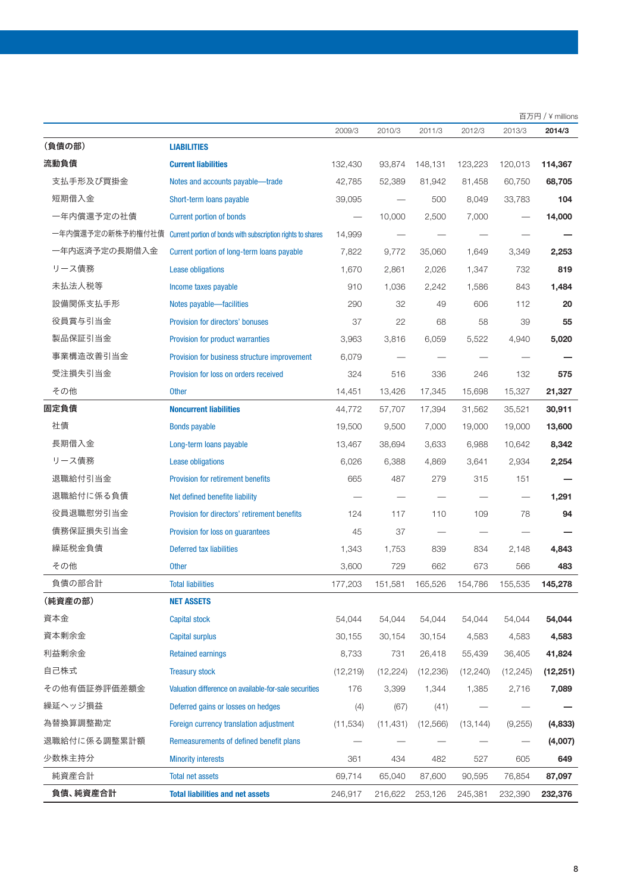百万円 / ¥ millions

| | | 2009/3 | 2010/3 | 2011/3 | 2012/3 | 2013/3 | **2014/3** |
|---|---|---|---|---|---|---|---|
| （負債の部） | **LIABILITIES** | | | | | | |
| **流動負債** | **Current liabilities** | 132,430 | 93,874 | 148,131 | 123,223 | 120,013 | **114,367** |
| 支払手形及び買掛金 | Notes and accounts payable—trade | 42,785 | 52,389 | 81,942 | 81,458 | 60,750 | **68,705** |
| 短期借入金 | Short-term loans payable | 39,095 | — | 500 | 8,049 | 33,783 | **104** |
| 一年内償還予定の社債 | Current portion of bonds | — | 10,000 | 2,500 | 7,000 | — | **14,000** |
| 一年内償還予定の新株予約権付社債 | Current portion of bonds with subscription rights to shares | 14,999 | — | — | — | — | **—** |
| 一年内返済予定の長期借入金 | Current portion of long-term loans payable | 7,822 | 9,772 | 35,060 | 1,649 | 3,349 | **2,253** |
| リース債務 | Lease obligations | 1,670 | 2,861 | 2,026 | 1,347 | 732 | **819** |
| 未払法人税等 | Income taxes payable | 910 | 1,036 | 2,242 | 1,586 | 843 | **1,484** |
| 設備関係支払手形 | Notes payable—facilities | 290 | 32 | 49 | 606 | 112 | **20** |
| 役員賞与引当金 | Provision for directors' bonuses | 37 | 22 | 68 | 58 | 39 | **55** |
| 製品保証引当金 | Provision for product warranties | 3,963 | 3,816 | 6,059 | 5,522 | 4,940 | **5,020** |
| 事業構造改善引当金 | Provision for business structure improvement | 6,079 | — | — | — | — | **—** |
| 受注損失引当金 | Provision for loss on orders received | 324 | 516 | 336 | 246 | 132 | **575** |
| その他 | Other | 14,451 | 13,426 | 17,345 | 15,698 | 15,327 | **21,327** |
| **固定負債** | **Noncurrent liabilities** | 44,772 | 57,707 | 17,394 | 31,562 | 35,521 | **30,911** |
| 社債 | Bonds payable | 19,500 | 9,500 | 7,000 | 19,000 | 19,000 | **13,600** |
| 長期借入金 | Long-term loans payable | 13,467 | 38,694 | 3,633 | 6,988 | 10,642 | **8,342** |
| リース債務 | Lease obligations | 6,026 | 6,388 | 4,869 | 3,641 | 2,934 | **2,254** |
| 退職給付引当金 | Provision for retirement benefits | 665 | 487 | 279 | 315 | 151 | **—** |
| 退職給付に係る負債 | Net defined benefite liability | — | — | — | — | — | **1,291** |
| 役員退職慰労引当金 | Provision for directors' retirement benefits | 124 | 117 | 110 | 109 | 78 | **94** |
| 債務保証損失引当金 | Provision for loss on guarantees | 45 | 37 | — | — | — | **—** |
| 繰延税金負債 | Deferred tax liabilities | 1,343 | 1,753 | 839 | 834 | 2,148 | **4,843** |
| その他 | Other | 3,600 | 729 | 662 | 673 | 566 | **483** |
| 負債の部合計 | Total liabilities | 177,203 | 151,581 | 165,526 | 154,786 | 155,535 | **145,278** |
| （純資産の部） | **NET ASSETS** | | | | | | |
| 資本金 | Capital stock | 54,044 | 54,044 | 54,044 | 54,044 | 54,044 | **54,044** |
| 資本剰余金 | Capital surplus | 30,155 | 30,154 | 30,154 | 4,583 | 4,583 | **4,583** |
| 利益剰余金 | Retained earnings | 8,733 | 731 | 26,418 | 55,439 | 36,405 | **41,824** |
| 自己株式 | Treasury stock | (12,219) | (12,224) | (12,236) | (12,240) | (12,245) | **(12,251)** |
| その他有価証券評価差額金 | Valuation difference on available-for-sale securities | 176 | 3,399 | 1,344 | 1,385 | 2,716 | **7,089** |
| 繰延ヘッジ損益 | Deferred gains or losses on hedges | (4) | (67) | (41) | — | — | **—** |
| 為替換算調整勘定 | Foreign currency translation adjustment | (11,534) | (11,431) | (12,566) | (13,144) | (9,255) | **(4,833)** |
| 退職給付に係る調整累計額 | Remeasurements of defined benefit plans | — | — | — | — | — | **(4,007)** |
| 少数株主持分 | Minority interests | 361 | 434 | 482 | 527 | 605 | **649** |
| 純資産合計 | Total net assets | 69,714 | 65,040 | 87,600 | 90,595 | 76,854 | **87,097** |
| **負債、純資産合計** | **Total liabilities and net assets** | 246,917 | 216,622 | 253,126 | 245,381 | 232,390 | **232,376** |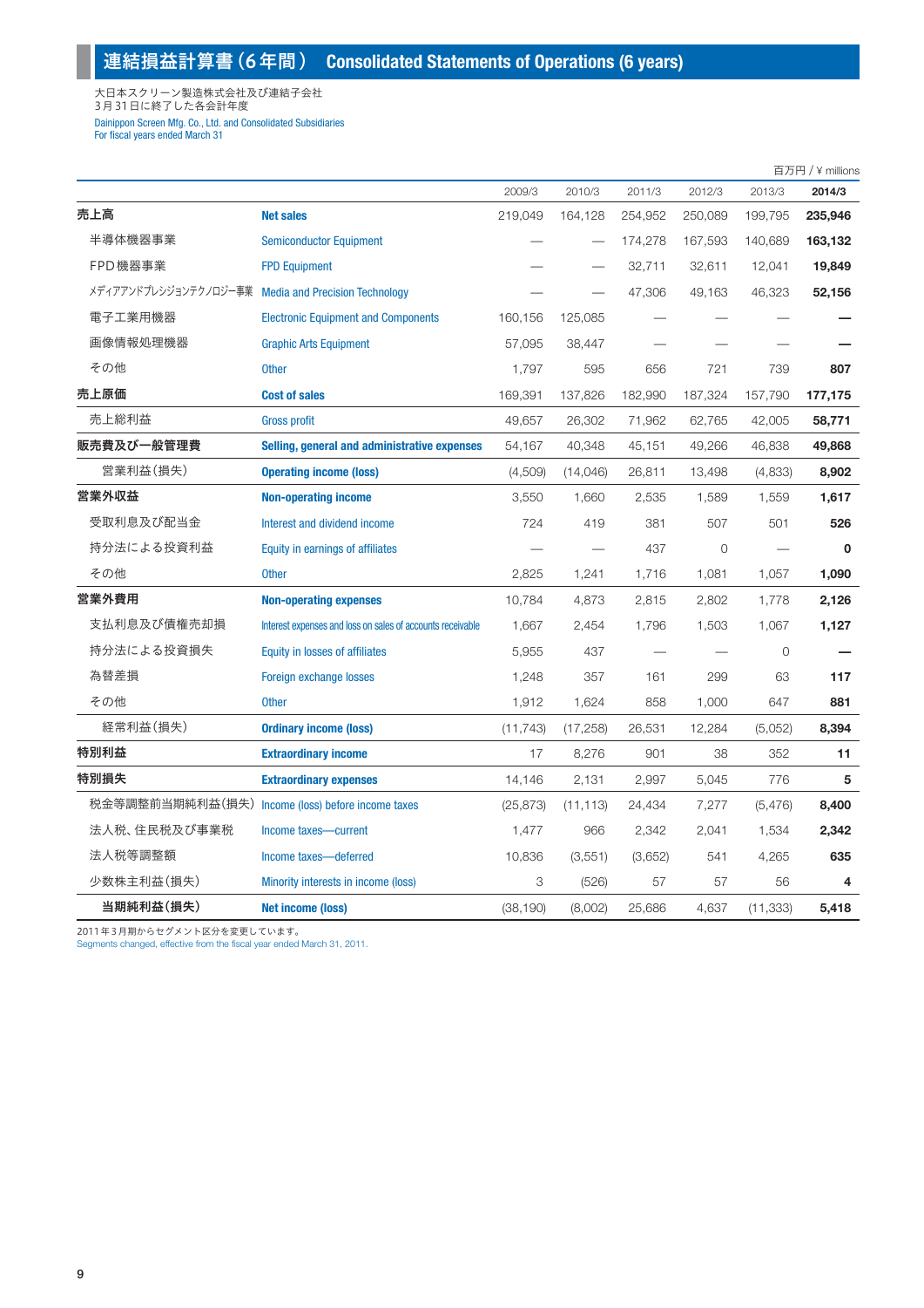# 連結損益計算書（6年間） Consolidated Statements of Operations (6 years)

大日本スクリーン製造株式会社及び連結子会社
3月31日に終了した各会計年度
Dainippon Screen Mfg. Co., Ltd. and Consolidated Subsidiaries
For fiscal years ended March 31

百万円 / ¥ millions

| | | 2009/3 | 2010/3 | 2011/3 | 2012/3 | 2013/3 | 2014/3 |
|---|---|---|---|---|---|---|---|
| **売上高** | **Net sales** | 219,049 | 164,128 | 254,952 | 250,089 | 199,795 | **235,946** |
| 半導体機器事業 | Semiconductor Equipment | — | — | 174,278 | 167,593 | 140,689 | **163,132** |
| FPD機器事業 | FPD Equipment | — | — | 32,711 | 32,611 | 12,041 | **19,849** |
| メディアアンドプレシジョンテクノロジー事業 | Media and Precision Technology | — | — | 47,306 | 49,163 | 46,323 | **52,156** |
| 電子工業用機器 | Electronic Equipment and Components | 160,156 | 125,085 | — | — | — | **—** |
| 画像情報処理機器 | Graphic Arts Equipment | 57,095 | 38,447 | — | — | — | **—** |
| その他 | Other | 1,797 | 595 | 656 | 721 | 739 | **807** |
| **売上原価** | **Cost of sales** | 169,391 | 137,826 | 182,990 | 187,324 | 157,790 | **177,175** |
| 売上総利益 | Gross profit | 49,657 | 26,302 | 71,962 | 62,765 | 42,005 | **58,771** |
| **販売費及び一般管理費** | **Selling, general and administrative expenses** | 54,167 | 40,348 | 45,151 | 49,266 | 46,838 | **49,868** |
| 営業利益（損失） | **Operating income (loss)** | (4,509) | (14,046) | 26,811 | 13,498 | (4,833) | **8,902** |
| **営業外収益** | **Non-operating income** | 3,550 | 1,660 | 2,535 | 1,589 | 1,559 | **1,617** |
| 受取利息及び配当金 | Interest and dividend income | 724 | 419 | 381 | 507 | 501 | **526** |
| 持分法による投資利益 | Equity in earnings of affiliates | — | — | 437 | 0 | — | **0** |
| その他 | Other | 2,825 | 1,241 | 1,716 | 1,081 | 1,057 | **1,090** |
| **営業外費用** | **Non-operating expenses** | 10,784 | 4,873 | 2,815 | 2,802 | 1,778 | **2,126** |
| 支払利息及び債権売却損 | Interest expenses and loss on sales of accounts receivable | 1,667 | 2,454 | 1,796 | 1,503 | 1,067 | **1,127** |
| 持分法による投資損失 | Equity in losses of affiliates | 5,955 | 437 | — | — | 0 | **—** |
| 為替差損 | Foreign exchange losses | 1,248 | 357 | 161 | 299 | 63 | **117** |
| その他 | Other | 1,912 | 1,624 | 858 | 1,000 | 647 | **881** |
| 経常利益（損失） | **Ordinary income (loss)** | (11,743) | (17,258) | 26,531 | 12,284 | (5,052) | **8,394** |
| **特別利益** | **Extraordinary income** | 17 | 8,276 | 901 | 38 | 352 | **11** |
| **特別損失** | **Extraordinary expenses** | 14,146 | 2,131 | 2,997 | 5,045 | 776 | **5** |
| 税金等調整前当期純利益（損失） | Income (loss) before income taxes | (25,873) | (11,113) | 24,434 | 7,277 | (5,476) | **8,400** |
| 法人税、住民税及び事業税 | Income taxes—current | 1,477 | 966 | 2,342 | 2,041 | 1,534 | **2,342** |
| 法人税等調整額 | Income taxes—deferred | 10,836 | (3,551) | (3,652) | 541 | 4,265 | **635** |
| 少数株主利益（損失） | Minority interests in income (loss) | 3 | (526) | 57 | 57 | 56 | **4** |
| **当期純利益（損失）** | **Net income (loss)** | (38,190) | (8,002) | 25,686 | 4,637 | (11,333) | **5,418** |

2011年3月期からセグメント区分を変更しています。
Segments changed, effective from the fiscal year ended March 31, 2011.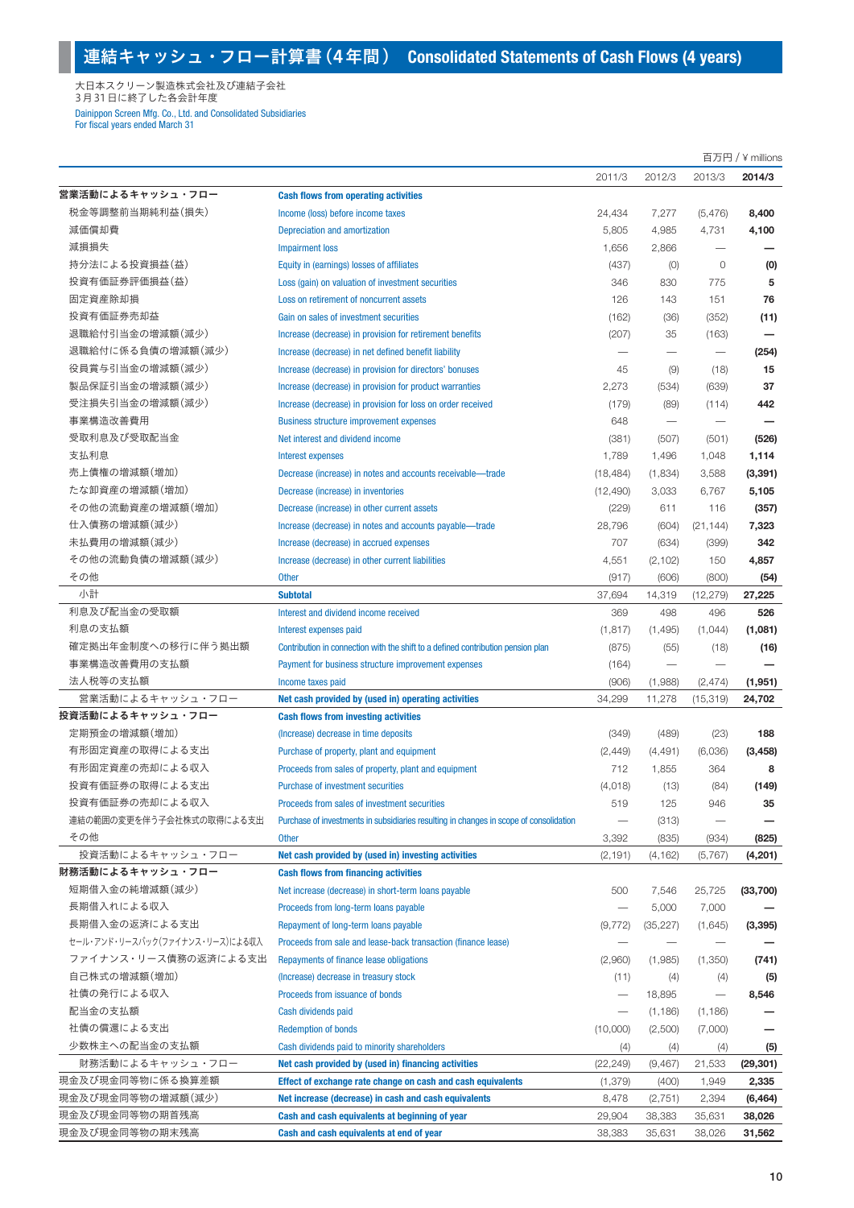# 連結キャッシュ・フロー計算書（4年間） Consolidated Statements of Cash Flows (4 years)

大日本スクリーン製造株式会社及び連結子会社
3月31日に終了した各会計年度
Dainippon Screen Mfg. Co., Ltd. and Consolidated Subsidiaries
For fiscal years ended March 31

百万円 / ¥ millions

| | | 2011/3 | 2012/3 | 2013/3 | **2014/3** |
|---|---|---|---|---|---|
| **営業活動によるキャッシュ・フロー** | **Cash flows from operating activities** | | | | |
| 税金等調整前当期純利益(損失) | Income (loss) before income taxes | 24,434 | 7,277 | (5,476) | **8,400** |
| 減価償却費 | Depreciation and amortization | 5,805 | 4,985 | 4,731 | **4,100** |
| 減損損失 | Impairment loss | 1,656 | 2,866 | — | **—** |
| 持分法による投資損益(益) | Equity in (earnings) losses of affiliates | (437) | (0) | 0 | **(0)** |
| 投資有価証券評価損益(益) | Loss (gain) on valuation of investment securities | 346 | 830 | 775 | **5** |
| 固定資産除却損 | Loss on retirement of noncurrent assets | 126 | 143 | 151 | **76** |
| 投資有価証券売却益 | Gain on sales of investment securities | (162) | (36) | (352) | **(11)** |
| 退職給付引当金の増減額(減少) | Increase (decrease) in provision for retirement benefits | (207) | 35 | (163) | **—** |
| 退職給付に係る負債の増減額(減少) | Increase (decrease) in net defined benefit liability | — | — | — | **(254)** |
| 役員賞与引当金の増減額(減少) | Increase (decrease) in provision for directors' bonuses | 45 | (9) | (18) | **15** |
| 製品保証引当金の増減額(減少) | Increase (decrease) in provision for product warranties | 2,273 | (534) | (639) | **37** |
| 受注損失引当金の増減額(減少) | Increase (decrease) in provision for loss on order received | (179) | (89) | (114) | **442** |
| 事業構造改善費用 | Business structure improvement expenses | 648 | — | — | **—** |
| 受取利息及び受取配当金 | Net interest and dividend income | (381) | (507) | (501) | **(526)** |
| 支払利息 | Interest expenses | 1,789 | 1,496 | 1,048 | **1,114** |
| 売上債権の増減額(増加) | Decrease (increase) in notes and accounts receivable—trade | (18,484) | (1,834) | 3,588 | **(3,391)** |
| たな卸資産の増減額(増加) | Decrease (increase) in inventories | (12,490) | 3,033 | 6,767 | **5,105** |
| その他の流動資産の増減額(増加) | Decrease (increase) in other current assets | (229) | 611 | 116 | **(357)** |
| 仕入債務の増減額(減少) | Increase (decrease) in notes and accounts payable—trade | 28,796 | (604) | (21,144) | **7,323** |
| 未払費用の増減額(減少) | Increase (decrease) in accrued expenses | 707 | (634) | (399) | **342** |
| その他の流動負債の増減額(減少) | Increase (decrease) in other current liabilities | 4,551 | (2,102) | 150 | **4,857** |
| その他 | Other | (917) | (606) | (800) | **(54)** |
| 小計 | **Subtotal** | 37,694 | 14,319 | (12,279) | **27,225** |
| 利息及び配当金の受取額 | Interest and dividend income received | 369 | 498 | 496 | **526** |
| 利息の支払額 | Interest expenses paid | (1,817) | (1,495) | (1,044) | **(1,081)** |
| 確定拠出年金制度への移行に伴う拠出額 | Contribution in connection with the shift to a defined contribution pension plan | (875) | (55) | (18) | **(16)** |
| 事業構造改善費用の支払額 | Payment for business structure improvement expenses | (164) | — | — | **—** |
| 法人税等の支払額 | Income taxes paid | (906) | (1,988) | (2,474) | **(1,951)** |
| 営業活動によるキャッシュ・フロー | **Net cash provided by (used in) operating activities** | 34,299 | 11,278 | (15,319) | **24,702** |
| **投資活動によるキャッシュ・フロー** | **Cash flows from investing activities** | | | | |
| 定期預金の増減額(増加) | (Increase) decrease in time deposits | (349) | (489) | (23) | **188** |
| 有形固定資産の取得による支出 | Purchase of property, plant and equipment | (2,449) | (4,491) | (6,036) | **(3,458)** |
| 有形固定資産の売却による収入 | Proceeds from sales of property, plant and equipment | 712 | 1,855 | 364 | **8** |
| 投資有価証券の取得による支出 | Purchase of investment securities | (4,018) | (13) | (84) | **(149)** |
| 投資有価証券の売却による収入 | Proceeds from sales of investment securities | 519 | 125 | 946 | **35** |
| 連結の範囲の変更を伴う子会社株式の取得による支出 | Purchase of investments in subsidiaries resulting in changes in scope of consolidation | — | (313) | — | **—** |
| その他 | Other | 3,392 | (835) | (934) | **(825)** |
| 投資活動によるキャッシュ・フロー | **Net cash provided by (used in) investing activities** | (2,191) | (4,162) | (5,767) | **(4,201)** |
| **財務活動によるキャッシュ・フロー** | **Cash flows from financing activities** | | | | |
| 短期借入金の純増減額(減少) | Net increase (decrease) in short-term loans payable | 500 | 7,546 | 25,725 | **(33,700)** |
| 長期借入れによる収入 | Proceeds from long-term loans payable | — | 5,000 | 7,000 | **—** |
| 長期借入金の返済による支出 | Repayment of long-term loans payable | (9,772) | (35,227) | (1,645) | **(3,395)** |
| セール・アンド・リースバック(ファイナンス・リース)による収入 | Proceeds from sale and lease-back transaction (finance lease) | — | — | — | **—** |
| ファイナンス・リース債務の返済による支出 | Repayments of finance lease obligations | (2,960) | (1,985) | (1,350) | **(741)** |
| 自己株式の増減額(増加) | (Increase) decrease in treasury stock | (11) | (4) | (4) | **(5)** |
| 社債の発行による収入 | Proceeds from issuance of bonds | — | 18,895 | — | **8,546** |
| 配当金の支払額 | Cash dividends paid | — | (1,186) | (1,186) | **—** |
| 社債の償還による支出 | Redemption of bonds | (10,000) | (2,500) | (7,000) | **—** |
| 少数株主への配当金の支払額 | Cash dividends paid to minority shareholders | (4) | (4) | (4) | **(5)** |
| 財務活動によるキャッシュ・フロー | **Net cash provided by (used in) financing activities** | (22,249) | (9,467) | 21,533 | **(29,301)** |
| 現金及び現金同等物に係る換算差額 | **Effect of exchange rate change on cash and cash equivalents** | (1,379) | (400) | 1,949 | **2,335** |
| 現金及び現金同等物の増減額(減少) | **Net increase (decrease) in cash and cash equivalents** | 8,478 | (2,751) | 2,394 | **(6,464)** |
| 現金及び現金同等物の期首残高 | **Cash and cash equivalents at beginning of year** | 29,904 | 38,383 | 35,631 | **38,026** |
| 現金及び現金同等物の期末残高 | **Cash and cash equivalents at end of year** | 38,383 | 35,631 | 38,026 | **31,562** |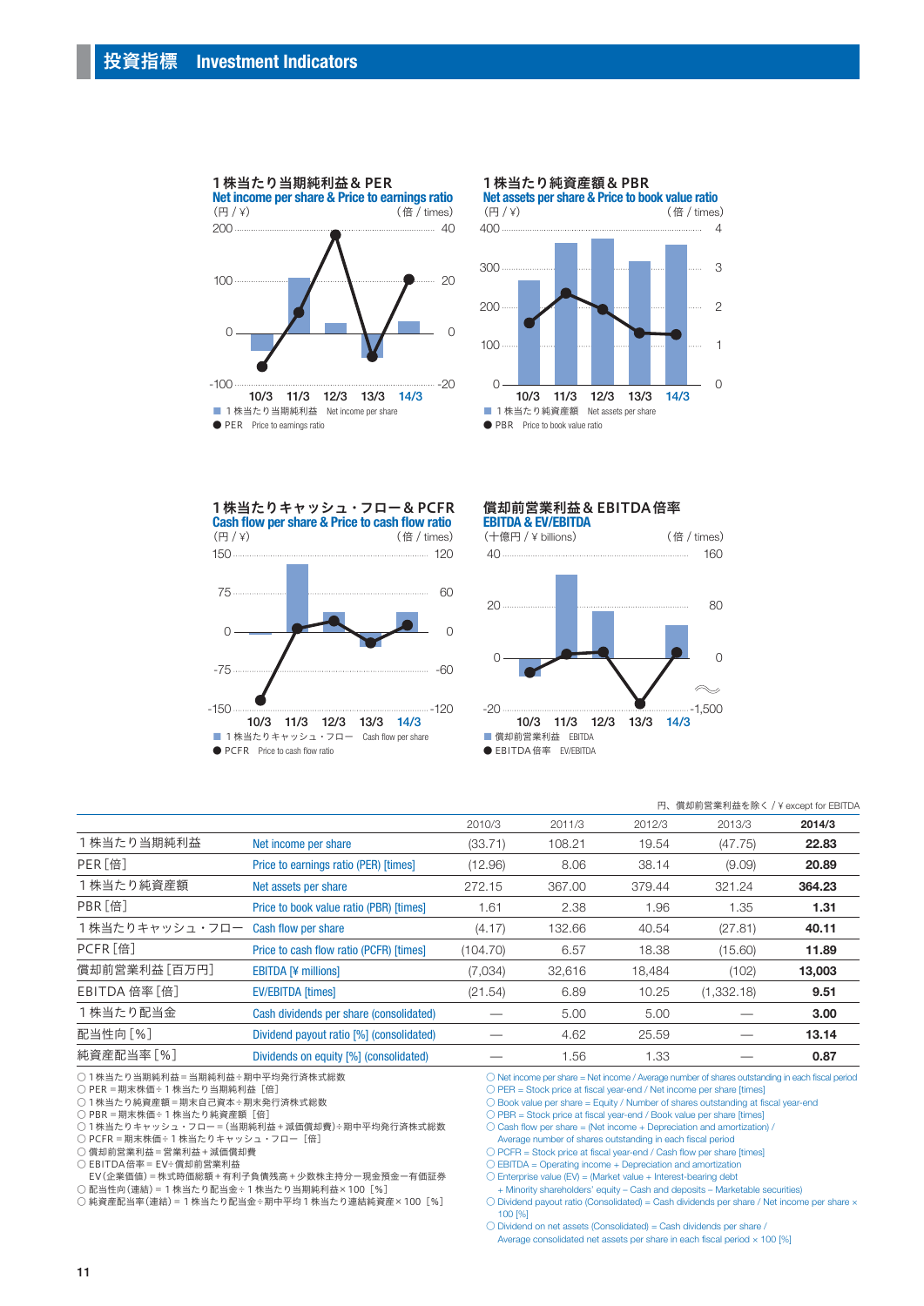# 投資指標 Investment Indicators

## 1株当たり当期純利益＆PER
**Net income per share & Price to earnings ratio**

(円 / ¥)
(倍 / times)

200
100
0
-100

40
20
0
-20

10/3 11/3 12/3 13/3 14/3

■ 1株当たり当期純利益 Net income per share
● PER Price to earnings ratio

## 1株当たり純資産額＆PBR
**Net assets per share & Price to book value ratio**

(円 / ¥)
(倍 / times)

400
300
200
100
0

4
3
2
1
0

10/3 11/3 12/3 13/3 14/3

■ 1株当たり純資産額 Net assets per share
● PBR Price to book value ratio

## 1株当たりキャッシュ・フロー＆PCFR
**Cash flow per share & Price to cash flow ratio**

(円 / ¥)
(倍 / times)

150
75
0
-75
-150

120
60
0
-60
-120

10/3 11/3 12/3 13/3 14/3

■ 1株当たりキャッシュ・フロー Cash flow per share
● PCFR Price to cash flow ratio

## 償却前営業利益＆EBITDA倍率
**EBITDA & EV/EBITDA**

(十億円 / ¥ billions)
(倍 / times)

40
20
0
-20

160
80
0
-1,500

10/3 11/3 12/3 13/3 14/3

■ 償却前営業利益 EBITDA
● EBITDA倍率 EV/EBITDA

円、償却前営業利益を除く / ¥ except for EBITDA

| | | 2010/3 | 2011/3 | 2012/3 | 2013/3 | 2014/3 |
|---|---|---|---|---|---|---|
| 1株当たり当期純利益 | Net income per share | (33.71) | 108.21 | 19.54 | (47.75) | **22.83** |
| PER［倍］ | Price to earnings ratio (PER) [times] | (12.96) | 8.06 | 38.14 | (9.09) | **20.89** |
| 1株当たり純資産額 | Net assets per share | 272.15 | 367.00 | 379.44 | 321.24 | **364.23** |
| PBR［倍］ | Price to book value ratio (PBR) [times] | 1.61 | 2.38 | 1.96 | 1.35 | **1.31** |
| 1株当たりキャッシュ・フロー | Cash flow per share | (4.17) | 132.66 | 40.54 | (27.81) | **40.11** |
| PCFR［倍］ | Price to cash flow ratio (PCFR) [times] | (104.70) | 6.57 | 18.38 | (15.60) | **11.89** |
| 償却前営業利益［百万円］ | EBITDA [¥ millions] | (7,034) | 32,616 | 18,484 | (102) | **13,003** |
| EBITDA倍率［倍］ | EV/EBITDA [times] | (21.54) | 6.89 | 10.25 | (1,332.18) | **9.51** |
| 1株当たり配当金 | Cash dividends per share (consolidated) | — | 5.00 | 5.00 | — | **3.00** |
| 配当性向［%］ | Dividend payout ratio [%] (consolidated) | — | 4.62 | 25.59 | — | **13.14** |
| 純資産配当率［%］ | Dividends on equity [%] (consolidated) | — | 1.56 | 1.33 | — | **0.87** |

○ 1株当たり当期純利益＝当期純利益÷期中平均発行済株式総数
○ PER＝期末株価÷1株当たり当期純利益［倍］
○ 1株当たり純資産額＝期末自己資本÷期末発行済株式総数
○ PBR＝期末株価÷1株当たり純資産額［倍］
○ 1株当たりキャッシュ・フロー＝(当期純利益＋減価償却費)÷期中平均発行済株式総数
○ PCFR＝期末株価÷1株当たりキャッシュ・フロー［倍］
○ 償却前営業利益＝営業利益＋減価償却費
○ EBITDA倍率＝EV÷償却前営業利益
　EV(企業価値)＝株式時価総額＋有利子負債残高＋少数株主持分－現金預金－有価証券
○ 配当性向(連結)＝1株当たり配当金÷1株当たり当期純利益×100［%］
○ 純資産配当率(連結)＝1株当たり配当金÷期中平均1株当たり連結純資産×100［%］

○ Net income per share = Net income / Average number of shares outstanding in each fiscal period
○ PER = Stock price at fiscal year-end / Net income per share [times]
○ Book value per share = Equity / Number of shares outstanding at fiscal year-end
○ PBR = Stock price at fiscal year-end / Book value per share [times]
○ Cash flow per share = (Net income + Depreciation and amortization) / Average number of shares outstanding in each fiscal period
○ PCFR = Stock price at fiscal year-end / Cash flow per share [times]
○ EBITDA = Operating income + Depreciation and amortization
○ Enterprise value (EV) = (Market value + Interest-bearing debt + Minority shareholders' equity – Cash and deposits – Marketable securities)
○ Dividend payout ratio (Consolidated) = Cash dividends per share / Net income per share × 100 [%]
○ Dividend on net assets (Consolidated) = Cash dividends per share / Average consolidated net assets per share in each fiscal period × 100 [%]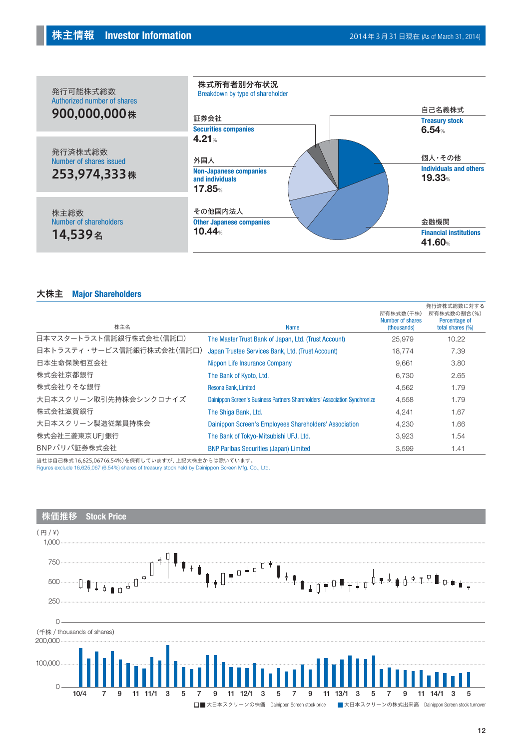# 株主情報 Investor Information

2014年3月31日現在 (As of March 31, 2014)

発行可能株式総数
Authorized number of shares
**900,000,000株**

発行済株式総数
Number of shares issued
**253,974,333株**

株主総数
Number of shareholders
**14,539名**

## 株式所有者別分布状況
Breakdown by type of shareholder

証券会社
Securities companies
4.21%

外国人
Non-Japanese companies and individuals
17.85%

その他国内法人
Other Japanese companies
10.44%

自己名義株式
Treasury stock
6.54%

個人・その他
Individuals and others
19.33%

金融機関
Financial institutions
41.60%

## 大株主 Major Shareholders

| 株主名 | Name | 所有株式数(千株) Number of shares (thousands) | 発行済株式総数に対する所有株式数の割合(%) Percentage of total shares (%) |
|---|---|---|---|
| 日本マスタートラスト信託銀行株式会社(信託口) | The Master Trust Bank of Japan, Ltd. (Trust Account) | 25,979 | 10.22 |
| 日本トラスティ・サービス信託銀行株式会社(信託口) | Japan Trustee Services Bank, Ltd. (Trust Account) | 18,774 | 7.39 |
| 日本生命保険相互会社 | Nippon Life Insurance Company | 9,661 | 3.80 |
| 株式会社京都銀行 | The Bank of Kyoto, Ltd. | 6,730 | 2.65 |
| 株式会社りそな銀行 | Resona Bank, Limited | 4,562 | 1.79 |
| 大日本スクリーン取引先持株会シンクロナイズ | Dainippon Screen's Business Partners Shareholders' Association Synchronize | 4,558 | 1.79 |
| 株式会社滋賀銀行 | The Shiga Bank, Ltd. | 4,241 | 1.67 |
| 大日本スクリーン製造従業員持株会 | Dainippon Screen's Employees Shareholders' Association | 4,230 | 1.66 |
| 株式会社三菱東京UFJ銀行 | The Bank of Tokyo-Mitsubishi UFJ, Ltd. | 3,923 | 1.54 |
| BNPパリバ証券株式会社 | BNP Paribas Securities (Japan) Limited | 3,599 | 1.41 |

当社は自己株式16,625,067(6.54%)を保有していますが、上記大株主からは除いています。
Figures exclude 16,625,067 (6.54%) shares of treasury stock held by Dainippon Screen Mfg. Co., Ltd.

## 株価推移 Stock Price

(円 / ¥)
1,000
750
500
250
0

(千株 / thousands of shares)
200,000
100,000
0

10/4 7 9 11 11/1 3 5 7 9 11 12/1 3 5 7 9 11 13/1 3 5 7 9 11 14/1 3 5

大日本スクリーンの株価 Dainippon Screen stock price
大日本スクリーンの株式出来高 Dainippon Screen stock turnover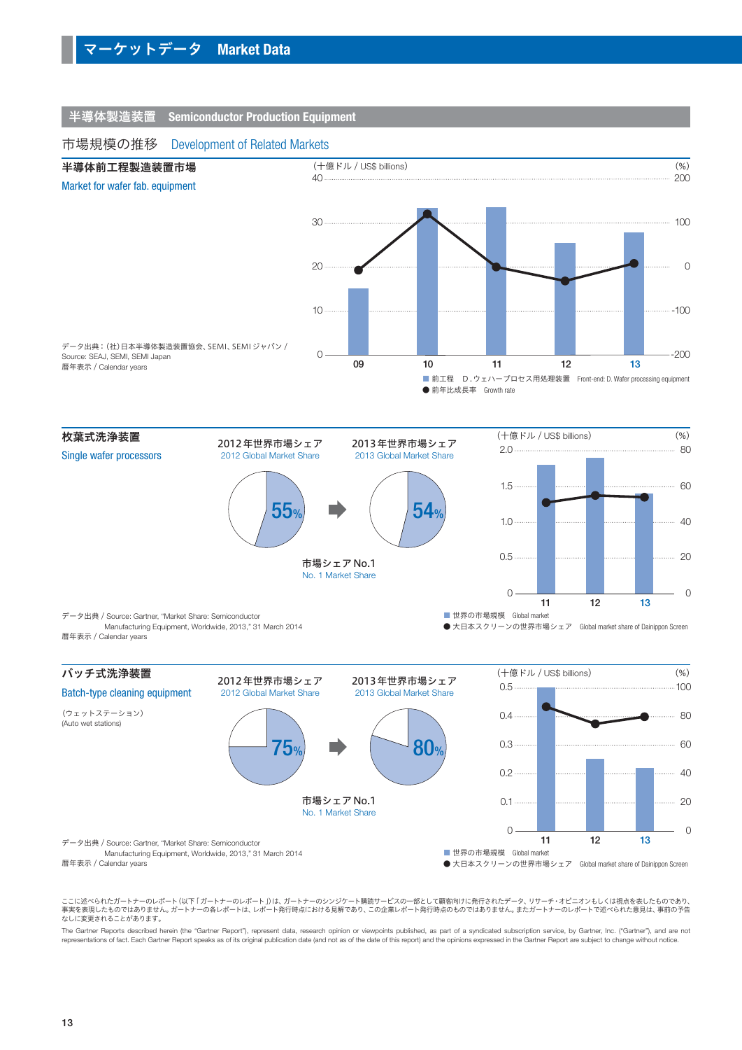# マーケットデータ　Market Data

## 半導体製造装置　Semiconductor Production Equipment

### 市場規模の推移　Development of Related Markets

**半導体前工程製造装置市場**

Market for wafer fab. equipment

(十億ドル / US$ billions)
(%)
40
30
20
10
0
200
100
0
-100
-200
09
10
11
12
13
■ 前工程　D.ウェハープロセス用処理装置　Front-end: D. Wafer processing equipment
● 前年比成長率　Growth rate

データ出典：(社)日本半導体製造装置協会、SEMI、SEMIジャパン /
Source: SEAJ, SEMI, SEMI Japan
暦年表示 / Calendar years

**枚葉式洗浄装置**

Single wafer processors

2012年世界市場シェア
2012 Global Market Share
55%

2013年世界市場シェア
2013 Global Market Share
54%

市場シェアNo.1
No. 1 Market Share

(十億ドル / US$ billions)
(%)
2.0
1.5
1.0
0.5
0
80
60
40
20
0
11
12
13
■ 世界の市場規模　Global market
● 大日本スクリーンの世界市場シェア　Global market share of Dainippon Screen

データ出典 / Source: Gartner, "Market Share: Semiconductor Manufacturing Equipment, Worldwide, 2013," 31 March 2014
暦年表示 / Calendar years

**バッチ式洗浄装置**

Batch-type cleaning equipment

(ウェットステーション)
(Auto wet stations)

2012年世界市場シェア
2012 Global Market Share
75%

2013年世界市場シェア
2013 Global Market Share
80%

市場シェアNo.1
No. 1 Market Share

(十億ドル / US$ billions)
(%)
0.5
0.4
0.3
0.2
0.1
0
100
80
60
40
20
0
11
12
13
■ 世界の市場規模　Global market
● 大日本スクリーンの世界市場シェア　Global market share of Dainippon Screen

データ出典 / Source: Gartner, "Market Share: Semiconductor Manufacturing Equipment, Worldwide, 2013," 31 March 2014
暦年表示 / Calendar years

ここに述べられたガートナーのレポート(以下「ガートナーのレポート」)は、ガートナーのシンジケート購読サービスの一部として顧客向けに発行されたデータ、リサーチ・オピニオンもしくは視点を表したものであり、事実を表現したものではありません。ガートナーの各レポートは、レポート発行時点における見解であり、この企業レポート発行時点のものではありません。またガートナーのレポートで述べられた意見は、事前の予告なしに変更されることがあります。

The Gartner Reports described herein (the "Gartner Report"), represent data, research opinion or viewpoints published, as part of a syndicated subscription service, by Gartner, Inc. ("Gartner"), and are not representations of fact. Each Gartner Report speaks as of its original publication date (and not as of the date of this report) and the opinions expressed in the Gartner Report are subject to change without notice.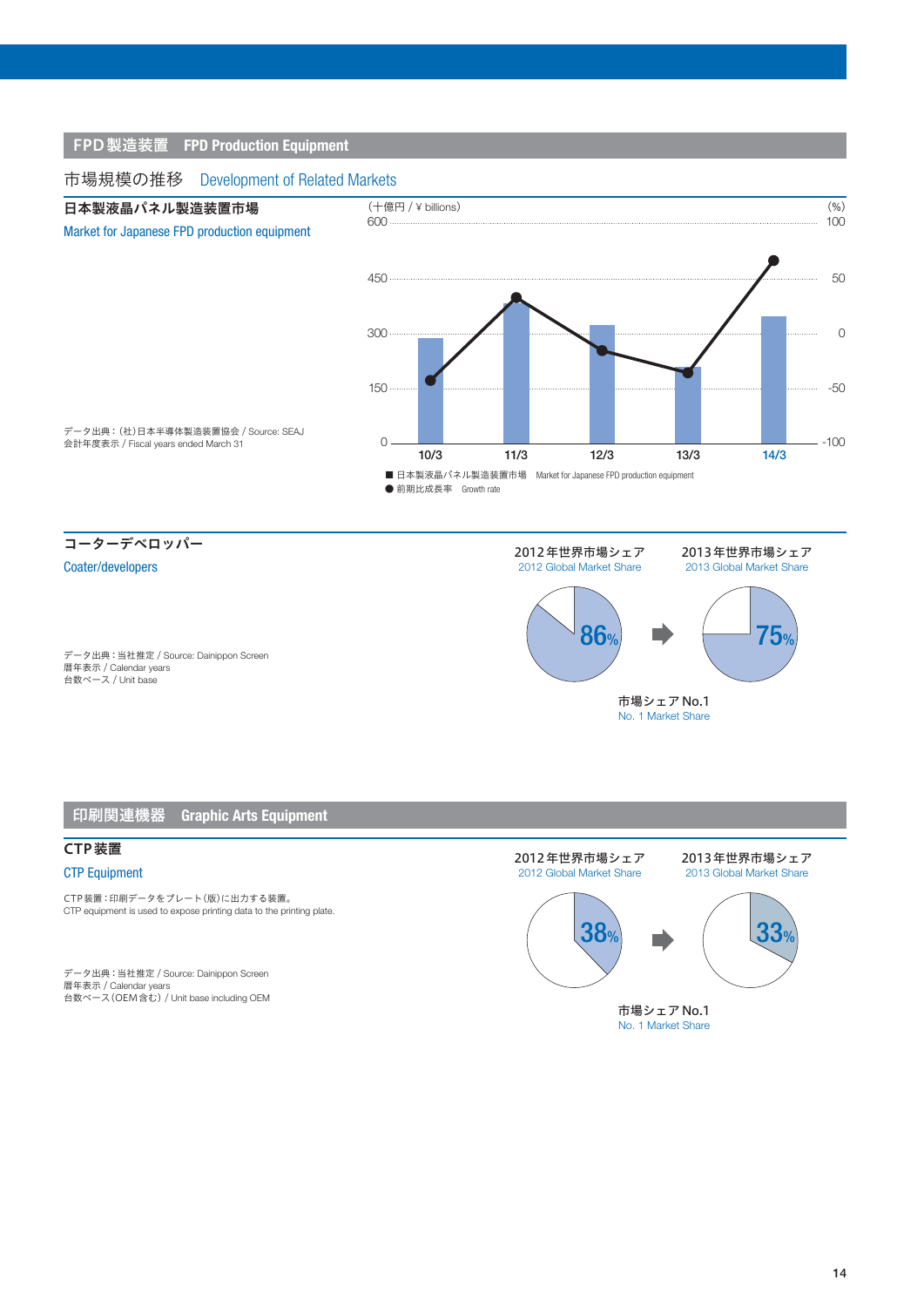## FPD製造装置　FPD Production Equipment

### 市場規模の推移　Development of Related Markets

#### 日本製液晶パネル製造装置市場
Market for Japanese FPD production equipment

データ出典：（社）日本半導体製造装置協会 / Source: SEAJ
会計年度表示 / Fiscal years ended March 31

（十億円 / ¥ billions）
600
450
300
150
0

（%）
100
50
0
-50
-100

10/3
11/3
12/3
13/3
14/3

■ 日本製液晶パネル製造装置市場　Market for Japanese FPD production equipment
● 前期比成長率　Growth rate

#### コーターデベロッパー
Coater/developers

データ出典：当社推定 / Source: Dainippon Screen
暦年表示 / Calendar years
台数ベース / Unit base

2012年世界市場シェア
2012 Global Market Share
86%

2013年世界市場シェア
2013 Global Market Share
75%

市場シェア No.1
No. 1 Market Share

## 印刷関連機器　Graphic Arts Equipment

#### CTP装置
CTP Equipment

CTP装置：印刷データをプレート（版）に出力する装置。
CTP equipment is used to expose printing data to the printing plate.

データ出典：当社推定 / Source: Dainippon Screen
暦年表示 / Calendar years
台数ベース（OEM含む） / Unit base including OEM

2012年世界市場シェア
2012 Global Market Share
38%

2013年世界市場シェア
2013 Global Market Share
33%

市場シェア No.1
No. 1 Market Share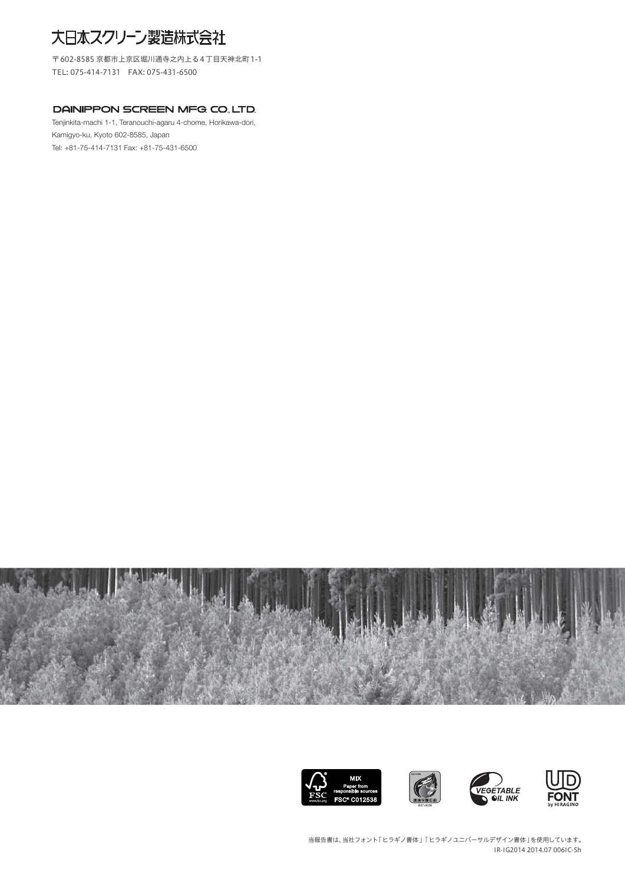# 大日本スクリーン製造株式会社

〒602-8585 京都市上京区堀川通寺之内上る4丁目天神北町1-1
TEL: 075-414-7131　FAX: 075-431-6500

## DAINIPPON SCREEN MFG. CO., LTD.

Tenjinkita-machi 1-1, Teranouchi-agaru 4-chome, Horikawa-dori,
Kamigyo-ku, Kyoto 602-8585, Japan
Tel: +81-75-414-7131 Fax: +81-75-431-6500

MIX
Paper from responsible sources
FSC® C012538

VEGETABLE OIL INK

UD FONT by HIRAGINO

当報告書は、当社フォント「ヒラギノ書体」「ヒラギノユニバーサルデザイン書体」を使用しています。
IR-IG2014 2014.07 006IC-Sh